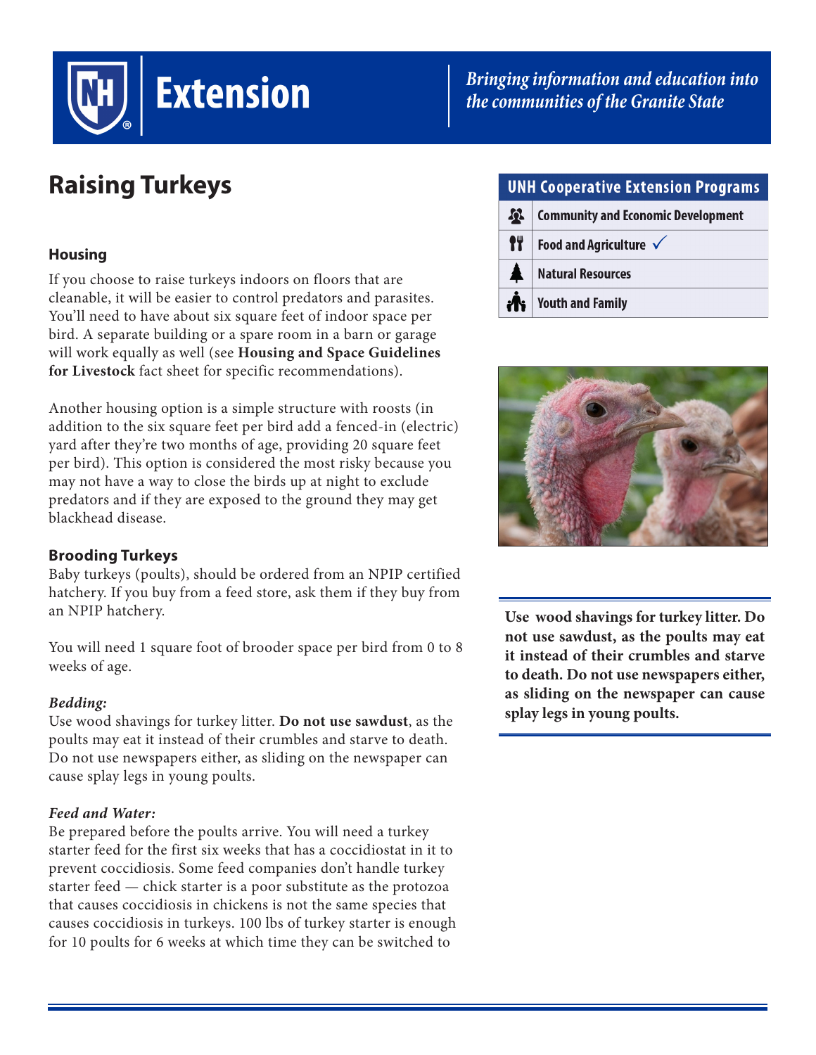Extension

*Bringing information and education into the communities of the Granite State*

# Raising Turkeys

| UNH Cooperative Extension Programs |
| --- |
| Community and Economic Development |
| Food and Agriculture ✓ |
| Natural Resources |
| Youth and Family |

### Housing

If you choose to raise turkeys indoors on floors that are cleanable, it will be easier to control predators and parasites. You'll need to have about six square feet of indoor space per bird. A separate building or a spare room in a barn or garage will work equally as well (see **Housing and Space Guidelines for Livestock** fact sheet for specific recommendations).

Another housing option is a simple structure with roosts (in addition to the six square feet per bird add a fenced-in (electric) yard after they're two months of age, providing 20 square feet per bird). This option is considered the most risky because you may not have a way to close the birds up at night to exclude predators and if they are exposed to the ground they may get blackhead disease.

### Brooding Turkeys

Baby turkeys (poults), should be ordered from an NPIP certified hatchery. If you buy from a feed store, ask them if they buy from an NPIP hatchery.

You will need 1 square foot of brooder space per bird from 0 to 8 weeks of age.

***Bedding:***

Use wood shavings for turkey litter. **Do not use sawdust**, as the poults may eat it instead of their crumbles and starve to death. Do not use newspapers either, as sliding on the newspaper can cause splay legs in young poults.

**Use wood shavings for turkey litter. Do not use sawdust, as the poults may eat it instead of their crumbles and starve to death. Do not use newspapers either, as sliding on the newspaper can cause splay legs in young poults.**

***Feed and Water:***

Be prepared before the poults arrive. You will need a turkey starter feed for the first six weeks that has a coccidiostat in it to prevent coccidiosis. Some feed companies don't handle turkey starter feed — chick starter is a poor substitute as the protozoa that causes coccidiosis in chickens is not the same species that causes coccidiosis in turkeys. 100 lbs of turkey starter is enough for 10 poults for 6 weeks at which time they can be switched to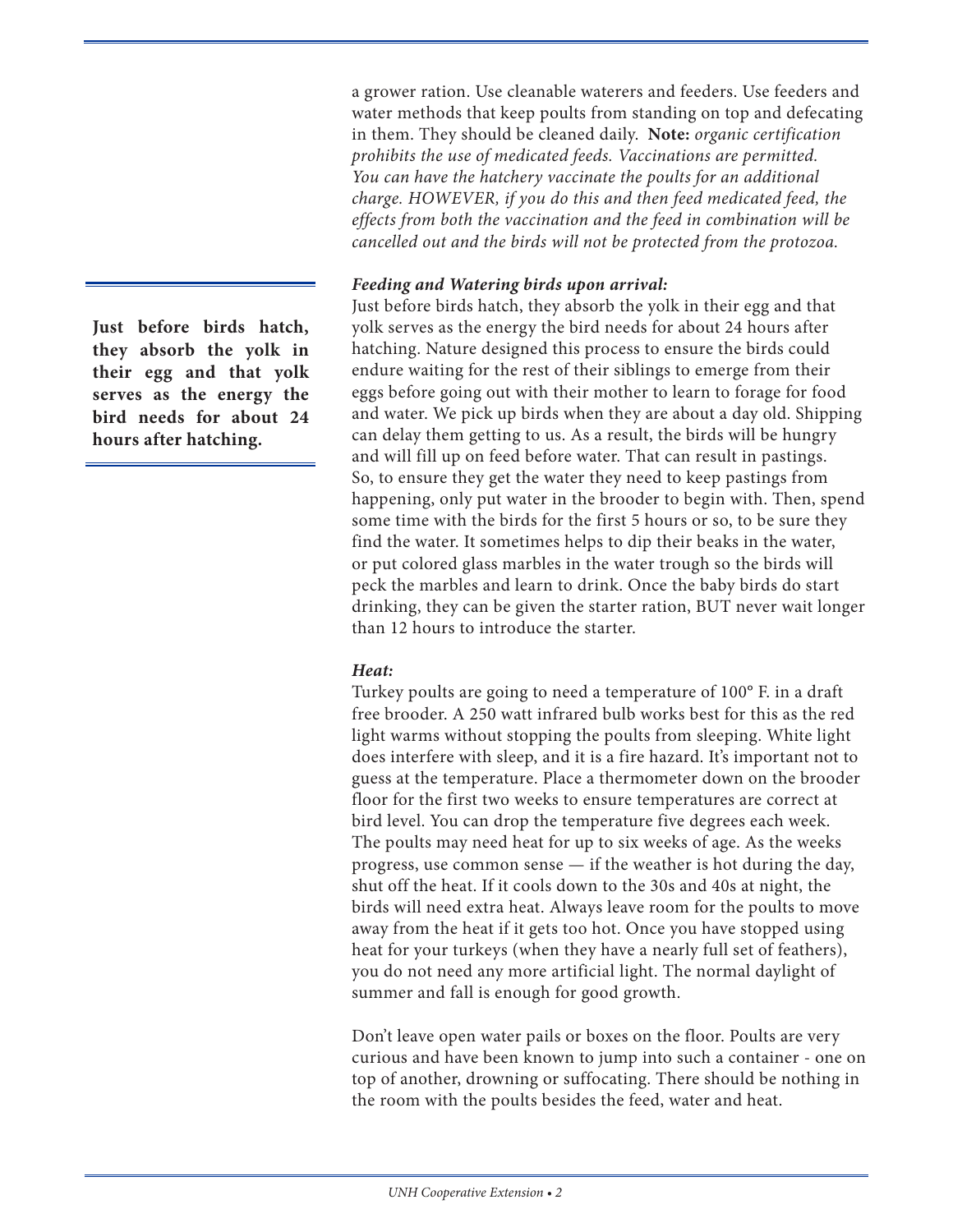a grower ration. Use cleanable waterers and feeders. Use feeders and water methods that keep poults from standing on top and defecating in them. They should be cleaned daily. **Note:** *organic certification prohibits the use of medicated feeds. Vaccinations are permitted. You can have the hatchery vaccinate the poults for an additional charge. HOWEVER, if you do this and then feed medicated feed, the effects from both the vaccination and the feed in combination will be cancelled out and the birds will not be protected from the protozoa.*

**Just before birds hatch, they absorb the yolk in their egg and that yolk serves as the energy the bird needs for about 24 hours after hatching.**

***Feeding and Watering birds upon arrival:***

Just before birds hatch, they absorb the yolk in their egg and that yolk serves as the energy the bird needs for about 24 hours after hatching. Nature designed this process to ensure the birds could endure waiting for the rest of their siblings to emerge from their eggs before going out with their mother to learn to forage for food and water. We pick up birds when they are about a day old. Shipping can delay them getting to us. As a result, the birds will be hungry and will fill up on feed before water. That can result in pastings. So, to ensure they get the water they need to keep pastings from happening, only put water in the brooder to begin with. Then, spend some time with the birds for the first 5 hours or so, to be sure they find the water. It sometimes helps to dip their beaks in the water, or put colored glass marbles in the water trough so the birds will peck the marbles and learn to drink. Once the baby birds do start drinking, they can be given the starter ration, BUT never wait longer than 12 hours to introduce the starter.

***Heat:***

Turkey poults are going to need a temperature of 100° F. in a draft free brooder. A 250 watt infrared bulb works best for this as the red light warms without stopping the poults from sleeping. White light does interfere with sleep, and it is a fire hazard. It's important not to guess at the temperature. Place a thermometer down on the brooder floor for the first two weeks to ensure temperatures are correct at bird level. You can drop the temperature five degrees each week. The poults may need heat for up to six weeks of age. As the weeks progress, use common sense — if the weather is hot during the day, shut off the heat. If it cools down to the 30s and 40s at night, the birds will need extra heat. Always leave room for the poults to move away from the heat if it gets too hot. Once you have stopped using heat for your turkeys (when they have a nearly full set of feathers), you do not need any more artificial light. The normal daylight of summer and fall is enough for good growth.

Don't leave open water pails or boxes on the floor. Poults are very curious and have been known to jump into such a container - one on top of another, drowning or suffocating. There should be nothing in the room with the poults besides the feed, water and heat.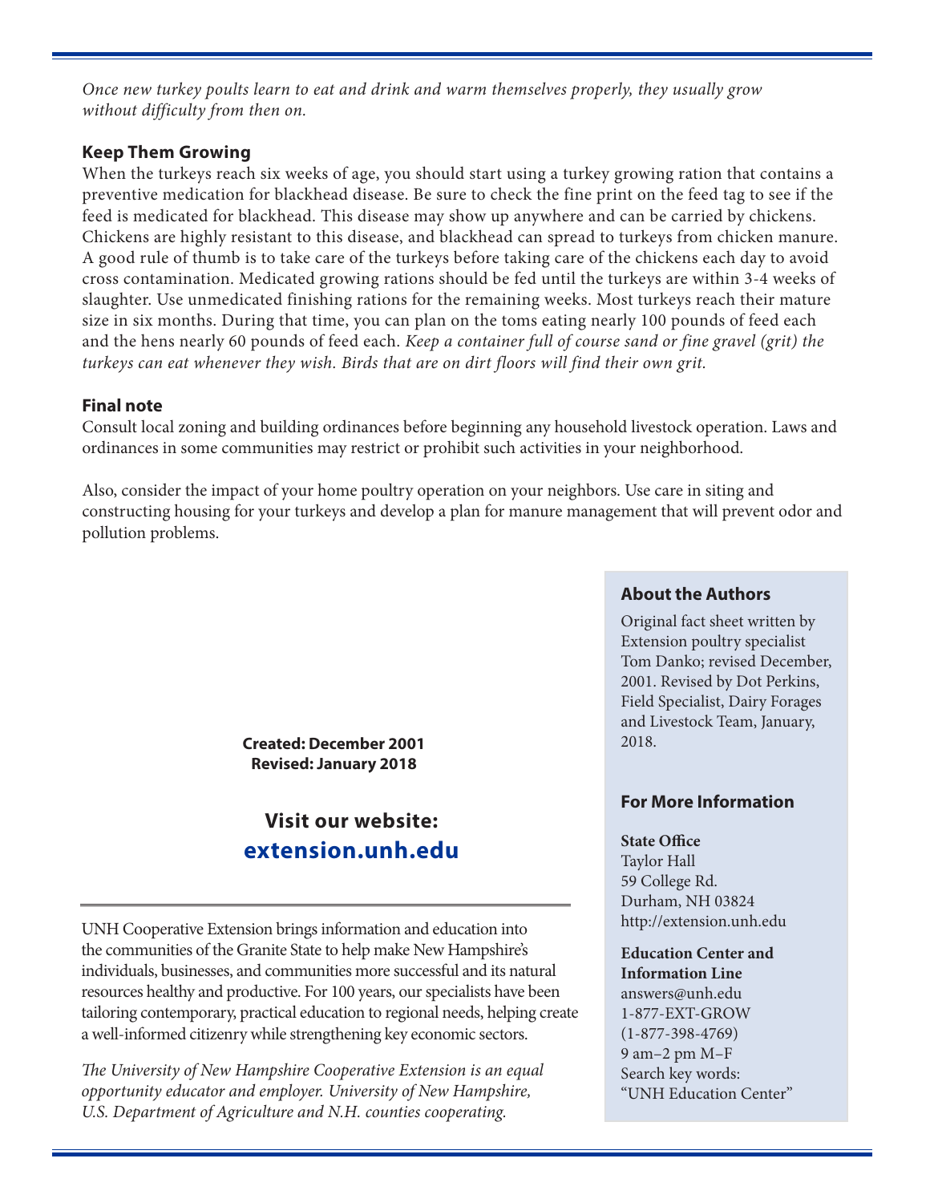*Once new turkey poults learn to eat and drink and warm themselves properly, they usually grow without difficulty from then on.*

## Keep Them Growing

When the turkeys reach six weeks of age, you should start using a turkey growing ration that contains a preventive medication for blackhead disease. Be sure to check the fine print on the feed tag to see if the feed is medicated for blackhead. This disease may show up anywhere and can be carried by chickens. Chickens are highly resistant to this disease, and blackhead can spread to turkeys from chicken manure. A good rule of thumb is to take care of the turkeys before taking care of the chickens each day to avoid cross contamination. Medicated growing rations should be fed until the turkeys are within 3-4 weeks of slaughter. Use unmedicated finishing rations for the remaining weeks. Most turkeys reach their mature size in six months. During that time, you can plan on the toms eating nearly 100 pounds of feed each and the hens nearly 60 pounds of feed each. *Keep a container full of course sand or fine gravel (grit) the turkeys can eat whenever they wish. Birds that are on dirt floors will find their own grit.*

## Final note

Consult local zoning and building ordinances before beginning any household livestock operation. Laws and ordinances in some communities may restrict or prohibit such activities in your neighborhood.

Also, consider the impact of your home poultry operation on your neighbors. Use care in siting and constructing housing for your turkeys and develop a plan for manure management that will prevent odor and pollution problems.

**Created: December 2001**
**Revised: January 2018**

**Visit our website:**
**extension.unh.edu**

UNH Cooperative Extension brings information and education into the communities of the Granite State to help make New Hampshire's individuals, businesses, and communities more successful and its natural resources healthy and productive. For 100 years, our specialists have been tailoring contemporary, practical education to regional needs, helping create a well-informed citizenry while strengthening key economic sectors.

*The University of New Hampshire Cooperative Extension is an equal opportunity educator and employer. University of New Hampshire, U.S. Department of Agriculture and N.H. counties cooperating.*

### About the Authors

Original fact sheet written by Extension poultry specialist Tom Danko; revised December, 2001. Revised by Dot Perkins, Field Specialist, Dairy Forages and Livestock Team, January, 2018.

### For More Information

**State Office**
Taylor Hall
59 College Rd.
Durham, NH 03824
http://extension.unh.edu

**Education Center and Information Line**
answers@unh.edu
1-877-EXT-GROW
(1-877-398-4769)
9 am–2 pm M–F
Search key words:
"UNH Education Center"